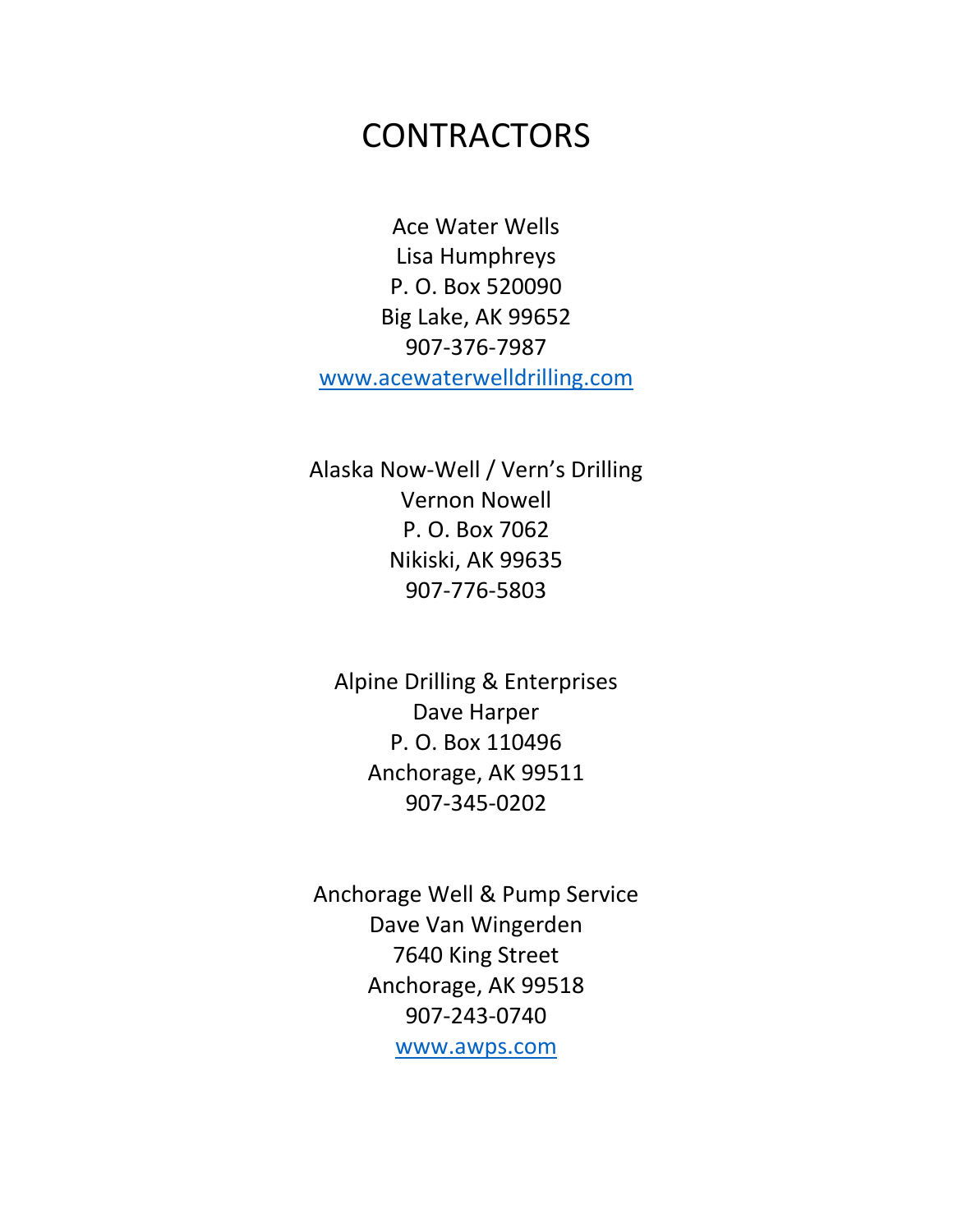# CONTRACTORS

Ace Water Wells
Lisa Humphreys
P. O. Box 520090
Big Lake, AK 99652
907-376-7987
www.acewaterwelldrilling.com

Alaska Now-Well / Vern's Drilling
Vernon Nowell
P. O. Box 7062
Nikiski, AK 99635
907-776-5803

Alpine Drilling & Enterprises
Dave Harper
P. O. Box 110496
Anchorage, AK 99511
907-345-0202

Anchorage Well & Pump Service
Dave Van Wingerden
7640 King Street
Anchorage, AK 99518
907-243-0740
www.awps.com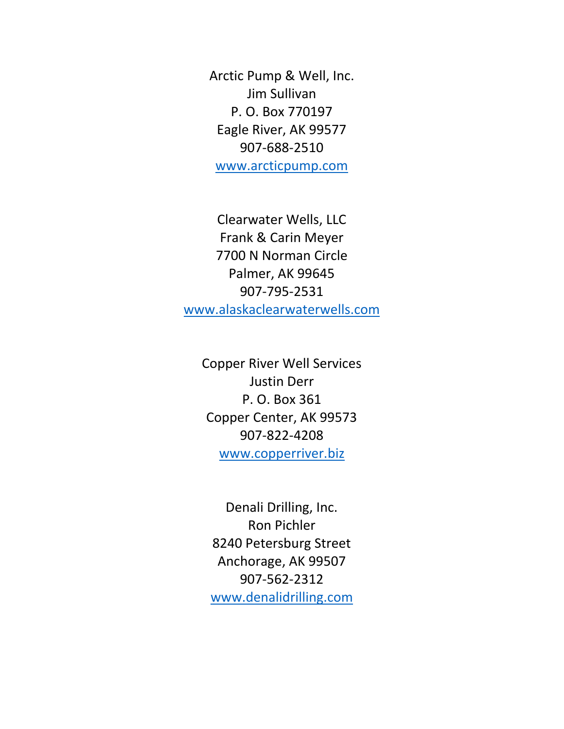Arctic Pump & Well, Inc.
Jim Sullivan
P. O. Box 770197
Eagle River, AK 99577
907-688-2510
[www.arcticpump.com](http://www.arcticpump.com)

Clearwater Wells, LLC
Frank & Carin Meyer
7700 N Norman Circle
Palmer, AK 99645
907-795-2531
[www.alaskaclearwaterwells.com](http://www.alaskaclearwaterwells.com)

Copper River Well Services
Justin Derr
P. O. Box 361
Copper Center, AK 99573
907-822-4208
[www.copperriver.biz](http://www.copperriver.biz)

Denali Drilling, Inc.
Ron Pichler
8240 Petersburg Street
Anchorage, AK 99507
907-562-2312
[www.denalidrilling.com](http://www.denalidrilling.com)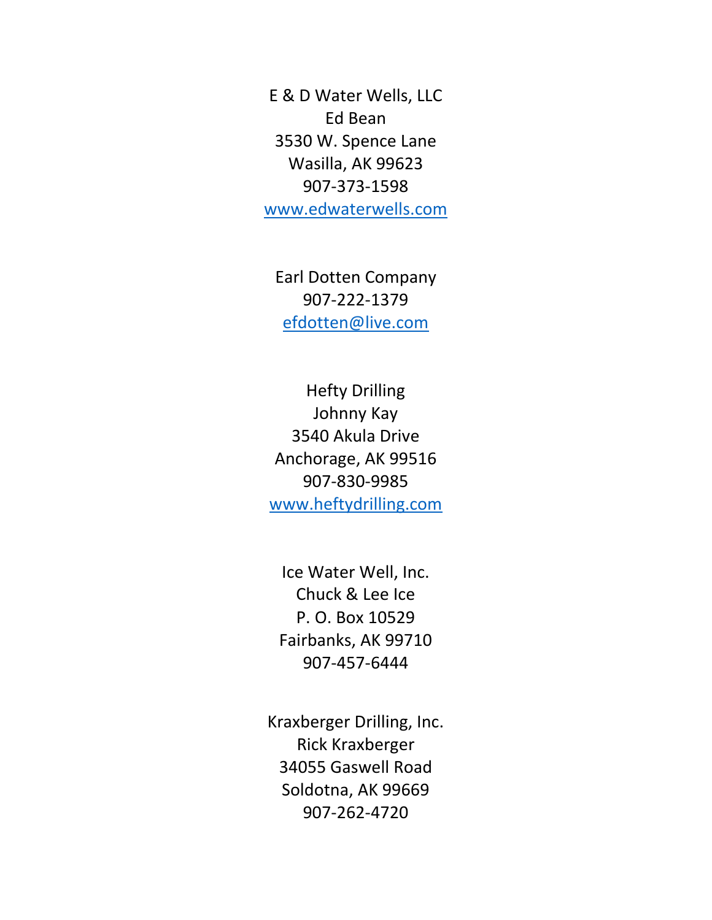E & D Water Wells, LLC
Ed Bean
3530 W. Spence Lane
Wasilla, AK 99623
907-373-1598
[www.edwaterwells.com](http://www.edwaterwells.com)

Earl Dotten Company
907-222-1379
[efdotten@live.com](mailto:efdotten@live.com)

Hefty Drilling
Johnny Kay
3540 Akula Drive
Anchorage, AK 99516
907-830-9985
[www.heftydrilling.com](http://www.heftydrilling.com)

Ice Water Well, Inc.
Chuck & Lee Ice
P. O. Box 10529
Fairbanks, AK 99710
907-457-6444

Kraxberger Drilling, Inc.
Rick Kraxberger
34055 Gaswell Road
Soldotna, AK 99669
907-262-4720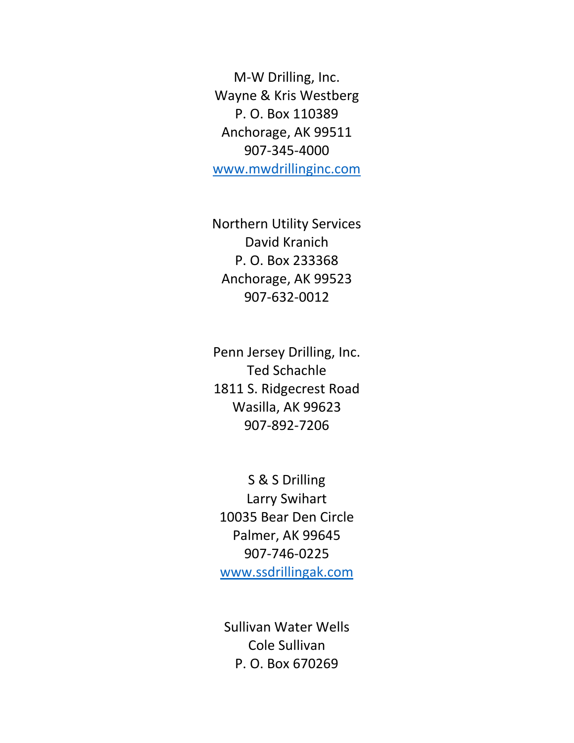M-W Drilling, Inc.
Wayne & Kris Westberg
P. O. Box 110389
Anchorage, AK 99511
907-345-4000
[www.mwdrillinginc.com](http://www.mwdrillinginc.com)

Northern Utility Services
David Kranich
P. O. Box 233368
Anchorage, AK 99523
907-632-0012

Penn Jersey Drilling, Inc.
Ted Schachle
1811 S. Ridgecrest Road
Wasilla, AK 99623
907-892-7206

S & S Drilling
Larry Swihart
10035 Bear Den Circle
Palmer, AK 99645
907-746-0225
[www.ssdrillingak.com](http://www.ssdrillingak.com)

Sullivan Water Wells
Cole Sullivan
P. O. Box 670269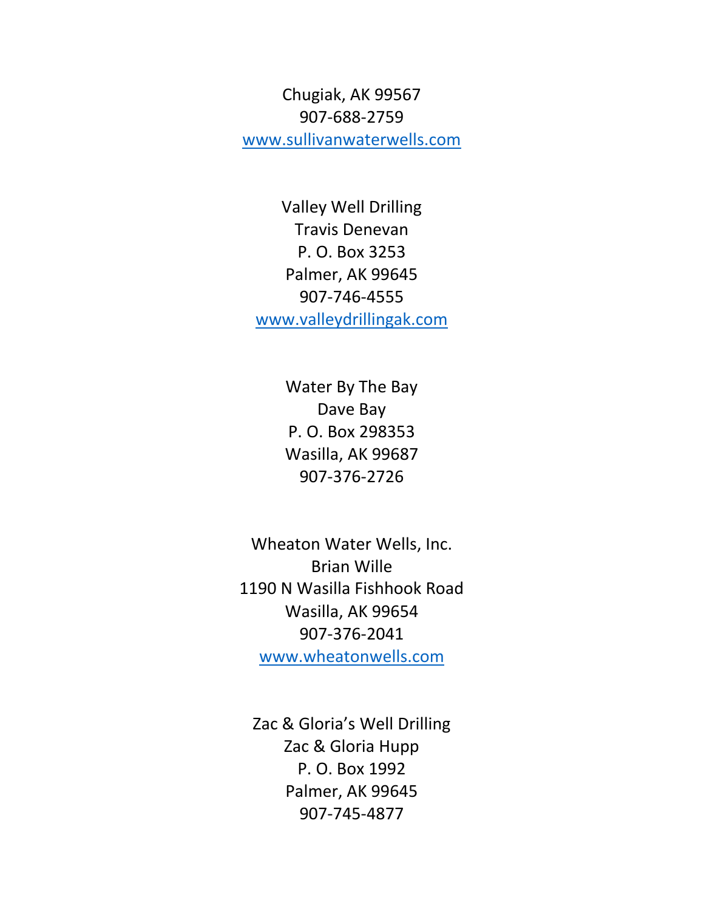Chugiak, AK 99567
907-688-2759
www.sullivanwaterwells.com

Valley Well Drilling
Travis Denevan
P. O. Box 3253
Palmer, AK 99645
907-746-4555
www.valleydrillingak.com

Water By The Bay
Dave Bay
P. O. Box 298353
Wasilla, AK 99687
907-376-2726

Wheaton Water Wells, Inc.
Brian Wille
1190 N Wasilla Fishhook Road
Wasilla, AK 99654
907-376-2041
www.wheatonwells.com

Zac & Gloria's Well Drilling
Zac & Gloria Hupp
P. O. Box 1992
Palmer, AK 99645
907-745-4877